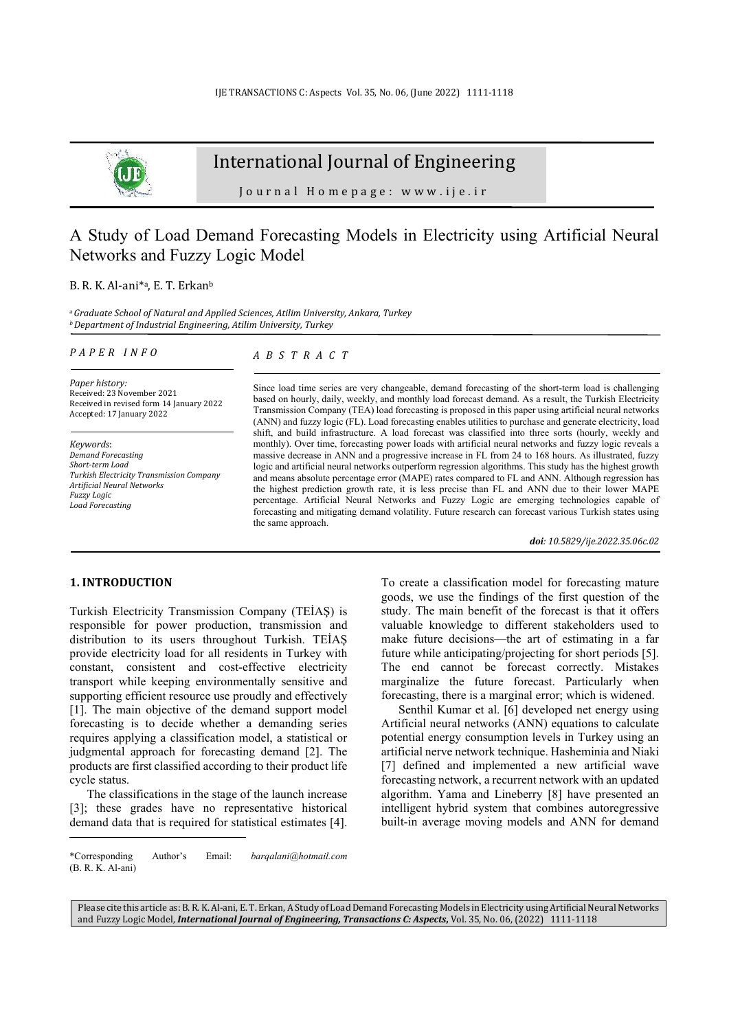# A Study of Load Demand Forecasting Models in Electricity using Artificial Neural Networks and Fuzzy Logic Model

B. R. K. Al-ani*[a], E. T. Erkan[b]

[a] *Graduate School of Natural and Applied Sciences, Atilim University, Ankara, Turkey*
[b] *Department of Industrial Engineering, Atilim University, Turkey*

*PAPER INFO*

*Paper history:*
Received: 23 November 2021
Received in revised form 14 January 2022
Accepted: 17 January 2022

*Keywords*:
*Demand Forecasting*
*Short-term Load*
*Turkish Electricity Transmission Company*
*Artificial Neural Networks*
*Fuzzy Logic*
*Load Forecasting*

*ABSTRACT*

Since load time series are very changeable, demand forecasting of the short-term load is challenging based on hourly, daily, weekly, and monthly load forecast demand. As a result, the Turkish Electricity Transmission Company (TEA) load forecasting is proposed in this paper using artificial neural networks (ANN) and fuzzy logic (FL). Load forecasting enables utilities to purchase and generate electricity, load shift, and build infrastructure. A load forecast was classified into three sorts (hourly, weekly and monthly). Over time, forecasting power loads with artificial neural networks and fuzzy logic reveals a massive decrease in ANN and a progressive increase in FL from 24 to 168 hours. As illustrated, fuzzy logic and artificial neural networks outperform regression algorithms. This study has the highest growth and means absolute percentage error (MAPE) rates compared to FL and ANN. Although regression has the highest prediction growth rate, it is less precise than FL and ANN due to their lower MAPE percentage. Artificial Neural Networks and Fuzzy Logic are emerging technologies capable of forecasting and mitigating demand volatility. Future research can forecast various Turkish states using the same approach.

***doi**: 10.5829/ije.2022.35.06c.02*

## 1. INTRODUCTION

Turkish Electricity Transmission Company (TEİAŞ) is responsible for power production, transmission and distribution to its users throughout Turkish. TEİAŞ provide electricity load for all residents in Turkey with constant, consistent and cost-effective electricity transport while keeping environmentally sensitive and supporting efficient resource use proudly and effectively [1]. The main objective of the demand support model forecasting is to decide whether a demanding series requires applying a classification model, a statistical or judgmental approach for forecasting demand [2]. The products are first classified according to their product life cycle status.

The classifications in the stage of the launch increase [3]; these grades have no representative historical demand data that is required for statistical estimates [4]. To create a classification model for forecasting mature goods, we use the findings of the first question of the study. The main benefit of the forecast is that it offers valuable knowledge to different stakeholders used to make future decisions—the art of estimating in a far future while anticipating/projecting for short periods [5]. The end cannot be forecast correctly. Mistakes marginalize the future forecast. Particularly when forecasting, there is a marginal error; which is widened.

Senthil Kumar et al. [6] developed net energy using Artificial neural networks (ANN) equations to calculate potential energy consumption levels in Turkey using an artificial nerve network technique. Hasheminia and Niaki [7] defined and implemented a new artificial wave forecasting network, a recurrent network with an updated algorithm. Yama and Lineberry [8] have presented an intelligent hybrid system that combines autoregressive built-in average moving models and ANN for demand

*Corresponding Author's Email: *barqalani@hotmail.com* (B. R. K. Al-ani)

Please cite this article as: B. R. K. Al-ani, E. T. Erkan, A Study of Load Demand Forecasting Models in Electricity using Artificial Neural Networks and Fuzzy Logic Model, ***International Journal of Engineering, Transactions C: Aspects***, Vol. 35, No. 06, (2022) 1111-1118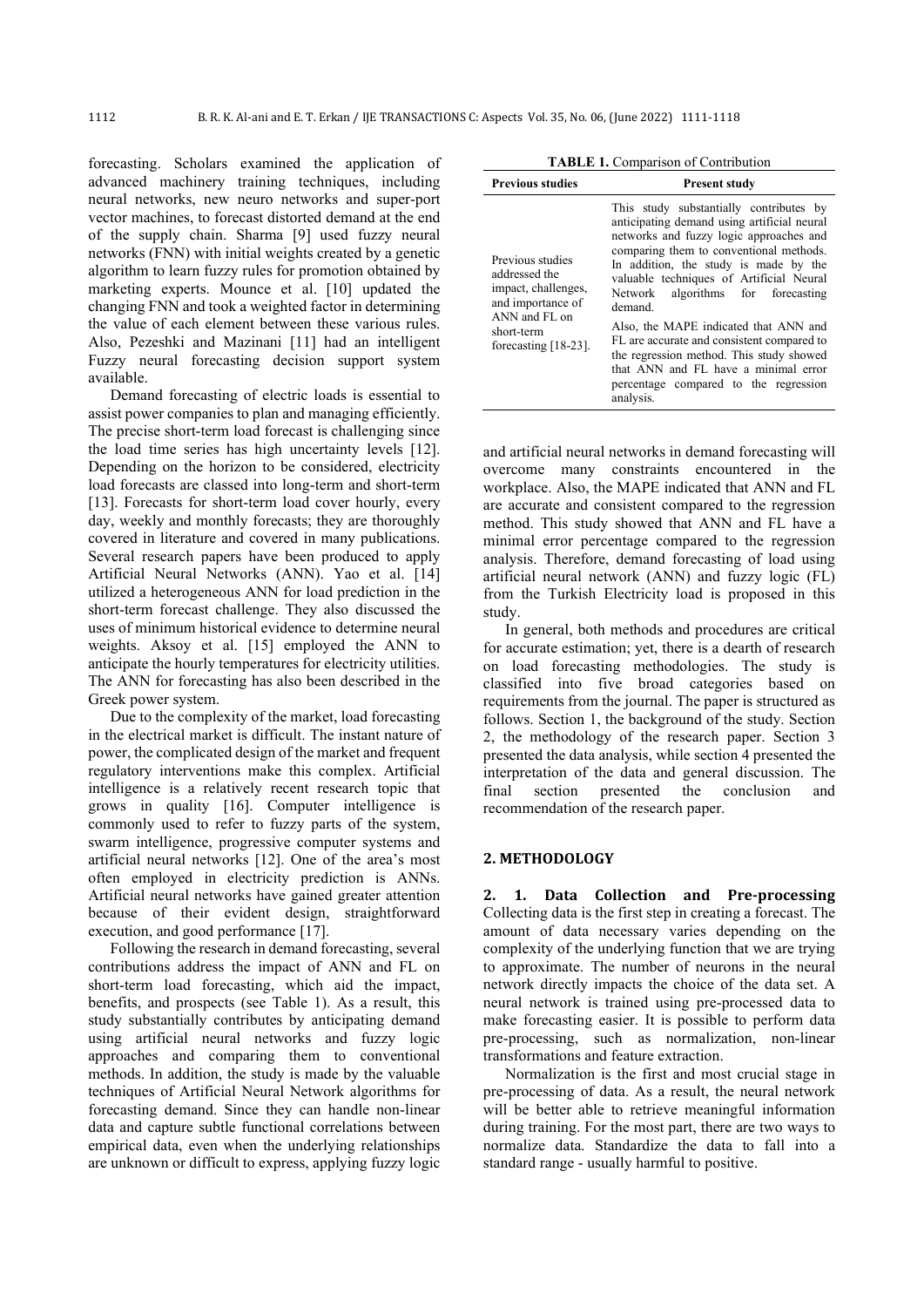forecasting. Scholars examined the application of advanced machinery training techniques, including neural networks, new neuro networks and super-port vector machines, to forecast distorted demand at the end of the supply chain. Sharma [9] used fuzzy neural networks (FNN) with initial weights created by a genetic algorithm to learn fuzzy rules for promotion obtained by marketing experts. Mounce et al. [10] updated the changing FNN and took a weighted factor in determining the value of each element between these various rules. Also, Pezeshki and Mazinani [11] had an intelligent Fuzzy neural forecasting decision support system available.

Demand forecasting of electric loads is essential to assist power companies to plan and managing efficiently. The precise short-term load forecast is challenging since the load time series has high uncertainty levels [12]. Depending on the horizon to be considered, electricity load forecasts are classed into long-term and short-term [13]. Forecasts for short-term load cover hourly, every day, weekly and monthly forecasts; they are thoroughly covered in literature and covered in many publications. Several research papers have been produced to apply Artificial Neural Networks (ANN). Yao et al. [14] utilized a heterogeneous ANN for load prediction in the short-term forecast challenge. They also discussed the uses of minimum historical evidence to determine neural weights. Aksoy et al. [15] employed the ANN to anticipate the hourly temperatures for electricity utilities. The ANN for forecasting has also been described in the Greek power system.

Due to the complexity of the market, load forecasting in the electrical market is difficult. The instant nature of power, the complicated design of the market and frequent regulatory interventions make this complex. Artificial intelligence is a relatively recent research topic that grows in quality [16]. Computer intelligence is commonly used to refer to fuzzy parts of the system, swarm intelligence, progressive computer systems and artificial neural networks [12]. One of the area's most often employed in electricity prediction is ANNs. Artificial neural networks have gained greater attention because of their evident design, straightforward execution, and good performance [17].

Following the research in demand forecasting, several contributions address the impact of ANN and FL on short-term load forecasting, which aid the impact, benefits, and prospects (see Table 1). As a result, this study substantially contributes by anticipating demand using artificial neural networks and fuzzy logic approaches and comparing them to conventional methods. In addition, the study is made by the valuable techniques of Artificial Neural Network algorithms for forecasting demand. Since they can handle non-linear data and capture subtle functional correlations between empirical data, even when the underlying relationships are unknown or difficult to express, applying fuzzy logic and artificial neural networks in demand forecasting will overcome many constraints encountered in the workplace. Also, the MAPE indicated that ANN and FL are accurate and consistent compared to the regression method. This study showed that ANN and FL have a minimal error percentage compared to the regression analysis. Therefore, demand forecasting of load using artificial neural network (ANN) and fuzzy logic (FL) from the Turkish Electricity load is proposed in this study.

**TABLE 1.** Comparison of Contribution

| Previous studies | Present study |
|---|---|
| Previous studies addressed the impact, challenges, and importance of ANN and FL on short-term forecasting [18-23]. | This study substantially contributes by anticipating demand using artificial neural networks and fuzzy logic approaches and comparing them to conventional methods. In addition, the study is made by the valuable techniques of Artificial Neural Network algorithms for forecasting demand. Also, the MAPE indicated that ANN and FL are accurate and consistent compared to the regression method. This study showed that ANN and FL have a minimal error percentage compared to the regression analysis. |

In general, both methods and procedures are critical for accurate estimation; yet, there is a dearth of research on load forecasting methodologies. The study is classified into five broad categories based on requirements from the journal. The paper is structured as follows. Section 1, the background of the study. Section 2, the methodology of the research paper. Section 3 presented the data analysis, while section 4 presented the interpretation of the data and general discussion. The final section presented the conclusion and recommendation of the research paper.

## 2. METHODOLOGY

**2. 1. Data Collection and Pre-processing** Collecting data is the first step in creating a forecast. The amount of data necessary varies depending on the complexity of the underlying function that we are trying to approximate. The number of neurons in the neural network directly impacts the choice of the data set. A neural network is trained using pre-processed data to make forecasting easier. It is possible to perform data pre-processing, such as normalization, non-linear transformations and feature extraction.

Normalization is the first and most crucial stage in pre-processing of data. As a result, the neural network will be better able to retrieve meaningful information during training. For the most part, there are two ways to normalize data. Standardize the data to fall into a standard range - usually harmful to positive.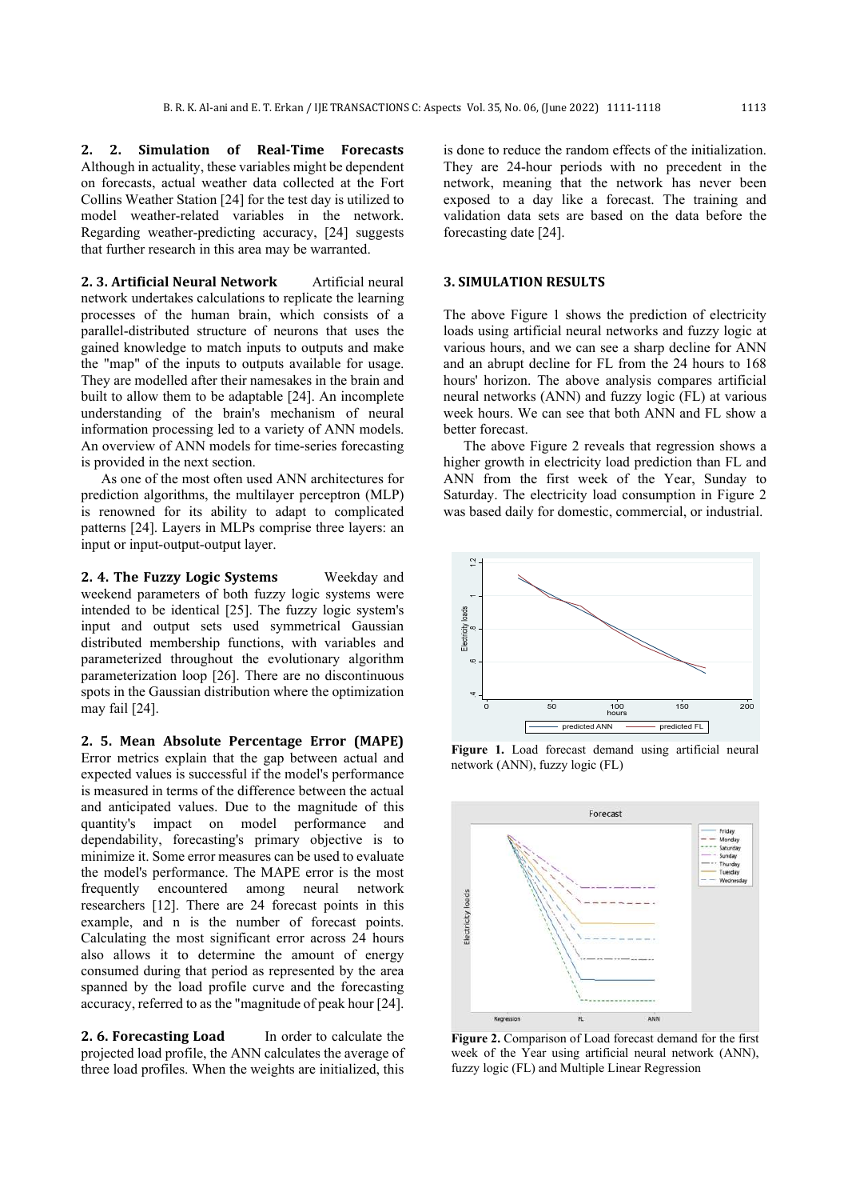**2. 2. Simulation of Real-Time Forecasts** Although in actuality, these variables might be dependent on forecasts, actual weather data collected at the Fort Collins Weather Station [24] for the test day is utilized to model weather-related variables in the network. Regarding weather-predicting accuracy, [24] suggests that further research in this area may be warranted.

**2. 3. Artificial Neural Network** Artificial neural network undertakes calculations to replicate the learning processes of the human brain, which consists of a parallel-distributed structure of neurons that uses the gained knowledge to match inputs to outputs and make the "map" of the inputs to outputs available for usage. They are modelled after their namesakes in the brain and built to allow them to be adaptable [24]. An incomplete understanding of the brain's mechanism of neural information processing led to a variety of ANN models. An overview of ANN models for time-series forecasting is provided in the next section.

As one of the most often used ANN architectures for prediction algorithms, the multilayer perceptron (MLP) is renowned for its ability to adapt to complicated patterns [24]. Layers in MLPs comprise three layers: an input or input-output-output layer.

**2. 4. The Fuzzy Logic Systems** Weekday and weekend parameters of both fuzzy logic systems were intended to be identical [25]. The fuzzy logic system's input and output sets used symmetrical Gaussian distributed membership functions, with variables and parameterized throughout the evolutionary algorithm parameterization loop [26]. There are no discontinuous spots in the Gaussian distribution where the optimization may fail [24].

**2. 5. Mean Absolute Percentage Error (MAPE)** Error metrics explain that the gap between actual and expected values is successful if the model's performance is measured in terms of the difference between the actual and anticipated values. Due to the magnitude of this quantity's impact on model performance and dependability, forecasting's primary objective is to minimize it. Some error measures can be used to evaluate the model's performance. The MAPE error is the most frequently encountered among neural network researchers [12]. There are 24 forecast points in this example, and n is the number of forecast points. Calculating the most significant error across 24 hours also allows it to determine the amount of energy consumed during that period as represented by the area spanned by the load profile curve and the forecasting accuracy, referred to as the "magnitude of peak hour [24].

**2. 6. Forecasting Load** In order to calculate the projected load profile, the ANN calculates the average of three load profiles. When the weights are initialized, this is done to reduce the random effects of the initialization. They are 24-hour periods with no precedent in the network, meaning that the network has never been exposed to a day like a forecast. The training and validation data sets are based on the data before the forecasting date [24].

## 3. SIMULATION RESULTS

The above Figure 1 shows the prediction of electricity loads using artificial neural networks and fuzzy logic at various hours, and we can see a sharp decline for ANN and an abrupt decline for FL from the 24 hours to 168 hours' horizon. The above analysis compares artificial neural networks (ANN) and fuzzy logic (FL) at various week hours. We can see that both ANN and FL show a better forecast.

The above Figure 2 reveals that regression shows a higher growth in electricity load prediction than FL and ANN from the first week of the Year, Sunday to Saturday. The electricity load consumption in Figure 2 was based daily for domestic, commercial, or industrial.

**Figure 1.** Load forecast demand using artificial neural network (ANN), fuzzy logic (FL)

**Figure 2.** Comparison of Load forecast demand for the first week of the Year using artificial neural network (ANN), fuzzy logic (FL) and Multiple Linear Regression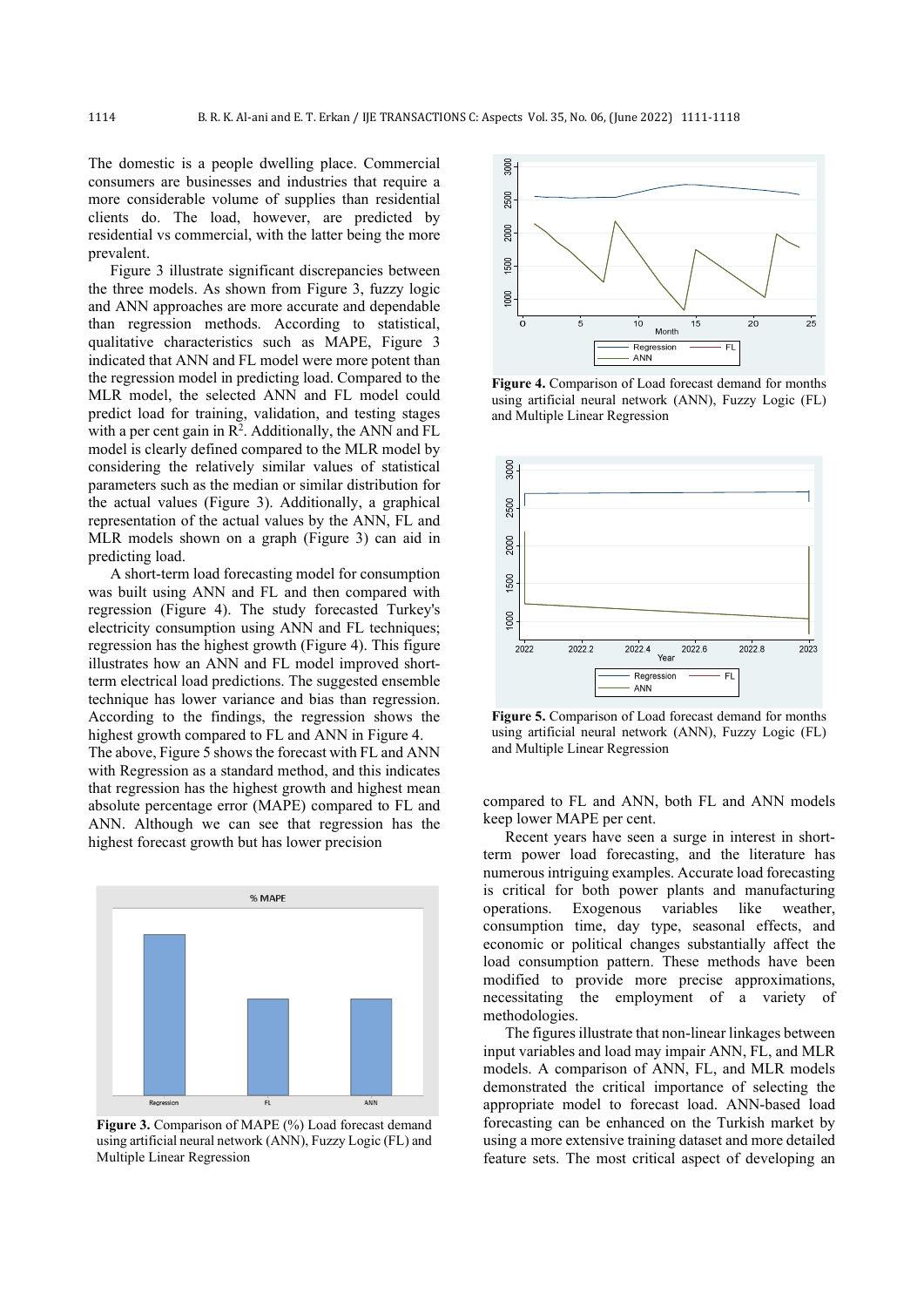The domestic is a people dwelling place. Commercial consumers are businesses and industries that require a more considerable volume of supplies than residential clients do. The load, however, are predicted by residential vs commercial, with the latter being the more prevalent.

Figure 3 illustrate significant discrepancies between the three models. As shown from Figure 3, fuzzy logic and ANN approaches are more accurate and dependable than regression methods. According to statistical, qualitative characteristics such as MAPE, Figure 3 indicated that ANN and FL model were more potent than the regression model in predicting load. Compared to the MLR model, the selected ANN and FL model could predict load for training, validation, and testing stages with a per cent gain in $R^2$. Additionally, the ANN and FL model is clearly defined compared to the MLR model by considering the relatively similar values of statistical parameters such as the median or similar distribution for the actual values (Figure 3). Additionally, a graphical representation of the actual values by the ANN, FL and MLR models shown on a graph (Figure 3) can aid in predicting load.

A short-term load forecasting model for consumption was built using ANN and FL and then compared with regression (Figure 4). The study forecasted Turkey's electricity consumption using ANN and FL techniques; regression has the highest growth (Figure 4). This figure illustrates how an ANN and FL model improved short-term electrical load predictions. The suggested ensemble technique has lower variance and bias than regression. According to the findings, the regression shows the highest growth compared to FL and ANN in Figure 4.

The above, Figure 5 shows the forecast with FL and ANN with Regression as a standard method, and this indicates that regression has the highest growth and highest mean absolute percentage error (MAPE) compared to FL and ANN. Although we can see that regression has the highest forecast growth but has lower precision

**Figure 3.** Comparison of MAPE (%) Load forecast demand using artificial neural network (ANN), Fuzzy Logic (FL) and Multiple Linear Regression

**Figure 4.** Comparison of Load forecast demand for months using artificial neural network (ANN), Fuzzy Logic (FL) and Multiple Linear Regression

**Figure 5.** Comparison of Load forecast demand for months using artificial neural network (ANN), Fuzzy Logic (FL) and Multiple Linear Regression

compared to FL and ANN, both FL and ANN models keep lower MAPE per cent.

Recent years have seen a surge in interest in short-term power load forecasting, and the literature has numerous intriguing examples. Accurate load forecasting is critical for both power plants and manufacturing operations. Exogenous variables like weather, consumption time, day type, seasonal effects, and economic or political changes substantially affect the load consumption pattern. These methods have been modified to provide more precise approximations, necessitating the employment of a variety of methodologies.

The figures illustrate that non-linear linkages between input variables and load may impair ANN, FL, and MLR models. A comparison of ANN, FL, and MLR models demonstrated the critical importance of selecting the appropriate model to forecast load. ANN-based load forecasting can be enhanced on the Turkish market by using a more extensive training dataset and more detailed feature sets. The most critical aspect of developing an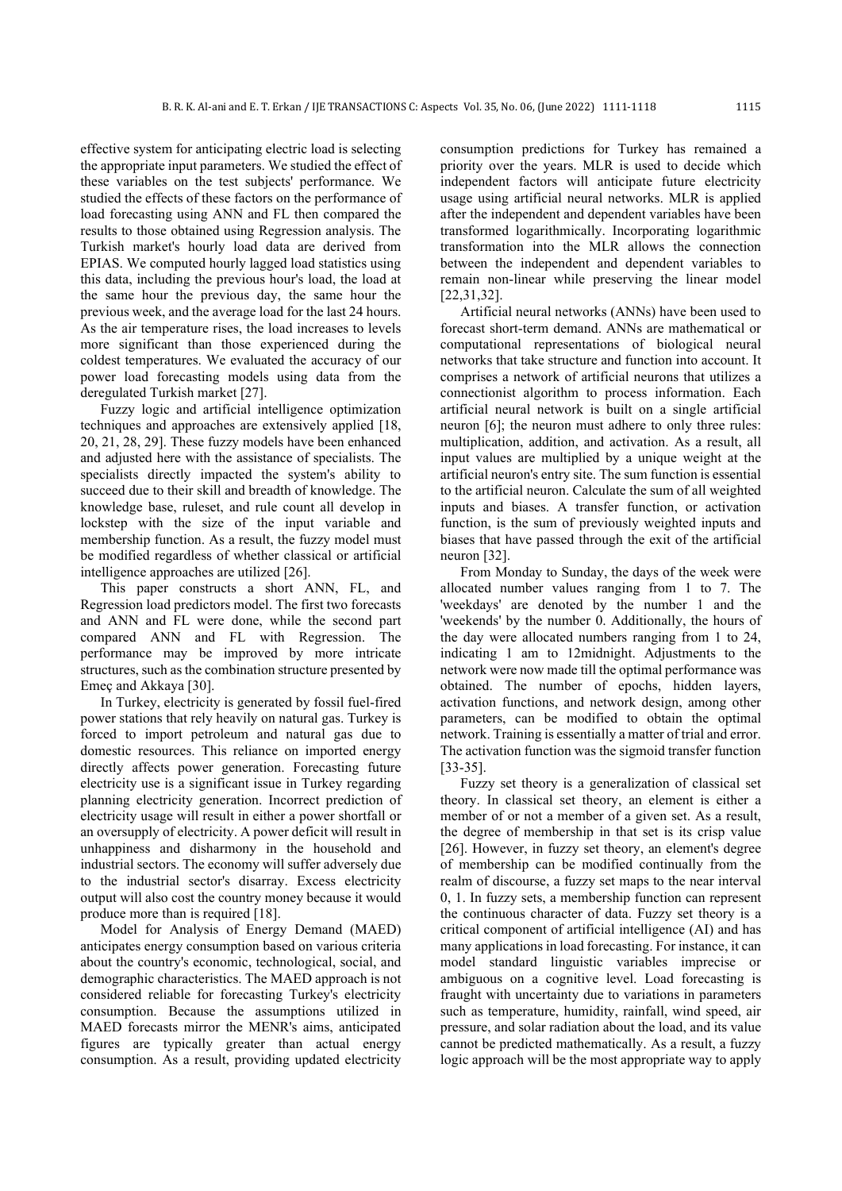effective system for anticipating electric load is selecting the appropriate input parameters. We studied the effect of these variables on the test subjects' performance. We studied the effects of these factors on the performance of load forecasting using ANN and FL then compared the results to those obtained using Regression analysis. The Turkish market's hourly load data are derived from EPIAS. We computed hourly lagged load statistics using this data, including the previous hour's load, the load at the same hour the previous day, the same hour the previous week, and the average load for the last 24 hours. As the air temperature rises, the load increases to levels more significant than those experienced during the coldest temperatures. We evaluated the accuracy of our power load forecasting models using data from the deregulated Turkish market [27].

Fuzzy logic and artificial intelligence optimization techniques and approaches are extensively applied [18, 20, 21, 28, 29]. These fuzzy models have been enhanced and adjusted here with the assistance of specialists. The specialists directly impacted the system's ability to succeed due to their skill and breadth of knowledge. The knowledge base, ruleset, and rule count all develop in lockstep with the size of the input variable and membership function. As a result, the fuzzy model must be modified regardless of whether classical or artificial intelligence approaches are utilized [26].

This paper constructs a short ANN, FL, and Regression load predictors model. The first two forecasts and ANN and FL were done, while the second part compared ANN and FL with Regression. The performance may be improved by more intricate structures, such as the combination structure presented by Emeç and Akkaya [30].

In Turkey, electricity is generated by fossil fuel-fired power stations that rely heavily on natural gas. Turkey is forced to import petroleum and natural gas due to domestic resources. This reliance on imported energy directly affects power generation. Forecasting future electricity use is a significant issue in Turkey regarding planning electricity generation. Incorrect prediction of electricity usage will result in either a power shortfall or an oversupply of electricity. A power deficit will result in unhappiness and disharmony in the household and industrial sectors. The economy will suffer adversely due to the industrial sector's disarray. Excess electricity output will also cost the country money because it would produce more than is required [18].

Model for Analysis of Energy Demand (MAED) anticipates energy consumption based on various criteria about the country's economic, technological, social, and demographic characteristics. The MAED approach is not considered reliable for forecasting Turkey's electricity consumption. Because the assumptions utilized in MAED forecasts mirror the MENR's aims, anticipated figures are typically greater than actual energy consumption. As a result, providing updated electricity consumption predictions for Turkey has remained a priority over the years. MLR is used to decide which independent factors will anticipate future electricity usage using artificial neural networks. MLR is applied after the independent and dependent variables have been transformed logarithmically. Incorporating logarithmic transformation into the MLR allows the connection between the independent and dependent variables to remain non-linear while preserving the linear model [22,31,32].

Artificial neural networks (ANNs) have been used to forecast short-term demand. ANNs are mathematical or computational representations of biological neural networks that take structure and function into account. It comprises a network of artificial neurons that utilizes a connectionist algorithm to process information. Each artificial neural network is built on a single artificial neuron [6]; the neuron must adhere to only three rules: multiplication, addition, and activation. As a result, all input values are multiplied by a unique weight at the artificial neuron's entry site. The sum function is essential to the artificial neuron. Calculate the sum of all weighted inputs and biases. A transfer function, or activation function, is the sum of previously weighted inputs and biases that have passed through the exit of the artificial neuron [32].

From Monday to Sunday, the days of the week were allocated number values ranging from 1 to 7. The 'weekdays' are denoted by the number 1 and the 'weekends' by the number 0. Additionally, the hours of the day were allocated numbers ranging from 1 to 24, indicating 1 am to 12midnight. Adjustments to the network were now made till the optimal performance was obtained. The number of epochs, hidden layers, activation functions, and network design, among other parameters, can be modified to obtain the optimal network. Training is essentially a matter of trial and error. The activation function was the sigmoid transfer function [33-35].

Fuzzy set theory is a generalization of classical set theory. In classical set theory, an element is either a member of or not a member of a given set. As a result, the degree of membership in that set is its crisp value [26]. However, in fuzzy set theory, an element's degree of membership can be modified continually from the realm of discourse, a fuzzy set maps to the near interval 0, 1. In fuzzy sets, a membership function can represent the continuous character of data. Fuzzy set theory is a critical component of artificial intelligence (AI) and has many applications in load forecasting. For instance, it can model standard linguistic variables imprecise or ambiguous on a cognitive level. Load forecasting is fraught with uncertainty due to variations in parameters such as temperature, humidity, rainfall, wind speed, air pressure, and solar radiation about the load, and its value cannot be predicted mathematically. As a result, a fuzzy logic approach will be the most appropriate way to apply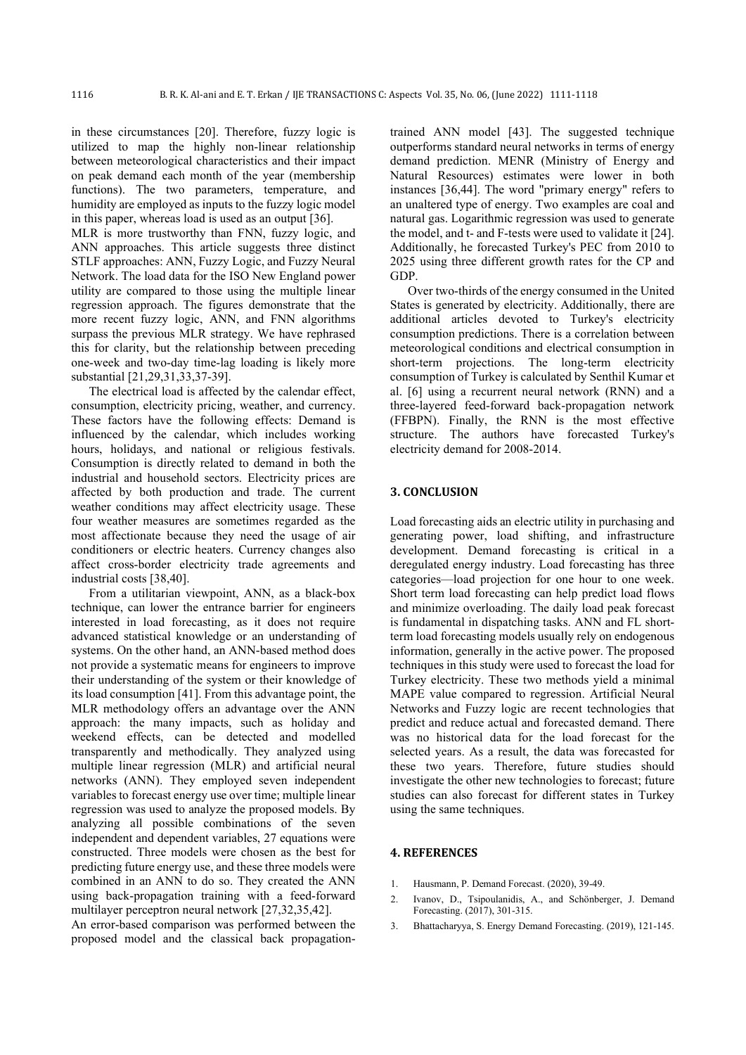in these circumstances [20]. Therefore, fuzzy logic is utilized to map the highly non-linear relationship between meteorological characteristics and their impact on peak demand each month of the year (membership functions). The two parameters, temperature, and humidity are employed as inputs to the fuzzy logic model in this paper, whereas load is used as an output [36].

MLR is more trustworthy than FNN, fuzzy logic, and ANN approaches. This article suggests three distinct STLF approaches: ANN, Fuzzy Logic, and Fuzzy Neural Network. The load data for the ISO New England power utility are compared to those using the multiple linear regression approach. The figures demonstrate that the more recent fuzzy logic, ANN, and FNN algorithms surpass the previous MLR strategy. We have rephrased this for clarity, but the relationship between preceding one-week and two-day time-lag loading is likely more substantial [21,29,31,33,37-39].

The electrical load is affected by the calendar effect, consumption, electricity pricing, weather, and currency. These factors have the following effects: Demand is influenced by the calendar, which includes working hours, holidays, and national or religious festivals. Consumption is directly related to demand in both the industrial and household sectors. Electricity prices are affected by both production and trade. The current weather conditions may affect electricity usage. These four weather measures are sometimes regarded as the most affectionate because they need the usage of air conditioners or electric heaters. Currency changes also affect cross-border electricity trade agreements and industrial costs [38,40].

From a utilitarian viewpoint, ANN, as a black-box technique, can lower the entrance barrier for engineers interested in load forecasting, as it does not require advanced statistical knowledge or an understanding of systems. On the other hand, an ANN-based method does not provide a systematic means for engineers to improve their understanding of the system or their knowledge of its load consumption [41]. From this advantage point, the MLR methodology offers an advantage over the ANN approach: the many impacts, such as holiday and weekend effects, can be detected and modelled transparently and methodically. They analyzed using multiple linear regression (MLR) and artificial neural networks (ANN). They employed seven independent variables to forecast energy use over time; multiple linear regression was used to analyze the proposed models. By analyzing all possible combinations of the seven independent and dependent variables, 27 equations were constructed. Three models were chosen as the best for predicting future energy use, and these three models were combined in an ANN to do so. They created the ANN using back-propagation training with a feed-forward multilayer perceptron neural network [27,32,35,42].

An error-based comparison was performed between the proposed model and the classical back propagation-trained ANN model [43]. The suggested technique outperforms standard neural networks in terms of energy demand prediction. MENR (Ministry of Energy and Natural Resources) estimates were lower in both instances [36,44]. The word "primary energy" refers to an unaltered type of energy. Two examples are coal and natural gas. Logarithmic regression was used to generate the model, and t- and F-tests were used to validate it [24]. Additionally, he forecasted Turkey's PEC from 2010 to 2025 using three different growth rates for the CP and GDP.

Over two-thirds of the energy consumed in the United States is generated by electricity. Additionally, there are additional articles devoted to Turkey's electricity consumption predictions. There is a correlation between meteorological conditions and electrical consumption in short-term projections. The long-term electricity consumption of Turkey is calculated by Senthil Kumar et al. [6] using a recurrent neural network (RNN) and a three-layered feed-forward back-propagation network (FFBPN). Finally, the RNN is the most effective structure. The authors have forecasted Turkey's electricity demand for 2008-2014.

## 3. CONCLUSION

Load forecasting aids an electric utility in purchasing and generating power, load shifting, and infrastructure development. Demand forecasting is critical in a deregulated energy industry. Load forecasting has three categories—load projection for one hour to one week. Short term load forecasting can help predict load flows and minimize overloading. The daily load peak forecast is fundamental in dispatching tasks. ANN and FL short-term load forecasting models usually rely on endogenous information, generally in the active power. The proposed techniques in this study were used to forecast the load for Turkey electricity. These two methods yield a minimal MAPE value compared to regression. Artificial Neural Networks and Fuzzy logic are recent technologies that predict and reduce actual and forecasted demand. There was no historical data for the load forecast for the selected years. As a result, the data was forecasted for these two years. Therefore, future studies should investigate the other new technologies to forecast; future studies can also forecast for different states in Turkey using the same techniques.

## 4. REFERENCES

1. Hausmann, P. Demand Forecast. (2020), 39-49.
2. Ivanov, D., Tsipoulanidis, A., and Schönberger, J. Demand Forecasting. (2017), 301-315.
3. Bhattacharyya, S. Energy Demand Forecasting. (2019), 121-145.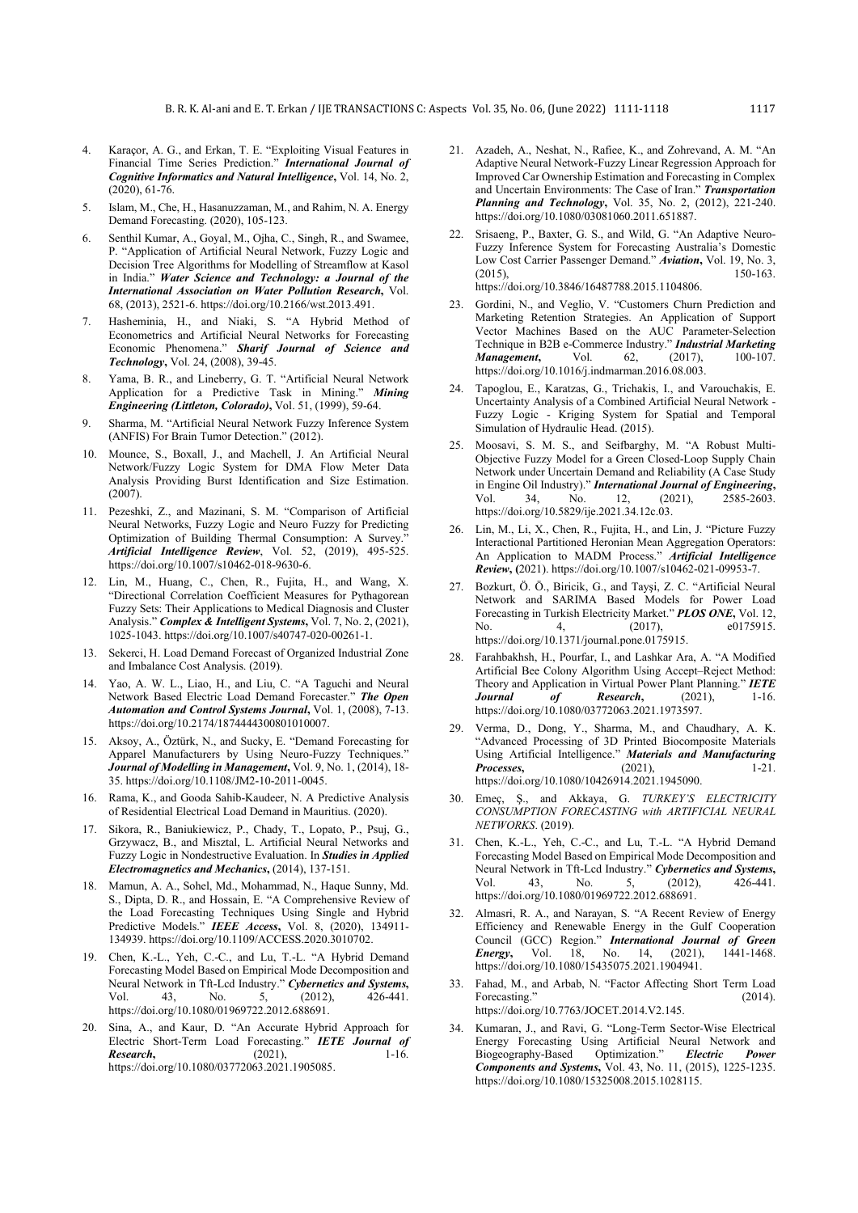4. Karaçor, A. G., and Erkan, T. E. "Exploiting Visual Features in Financial Time Series Prediction." ***International Journal of Cognitive Informatics and Natural Intelligence***, Vol. 14, No. 2, (2020), 61-76.

5. Islam, M., Che, H., Hasanuzzaman, M., and Rahim, N. A. Energy Demand Forecasting. (2020), 105-123.

6. Senthil Kumar, A., Goyal, M., Ojha, C., Singh, R., and Swamee, P. "Application of Artificial Neural Network, Fuzzy Logic and Decision Tree Algorithms for Modelling of Streamflow at Kasol in India." ***Water Science and Technology: a Journal of the International Association on Water Pollution Research***, Vol. 68, (2013), 2521-6. https://doi.org/10.2166/wst.2013.491.

7. Hasheminia, H., and Niaki, S. "A Hybrid Method of Econometrics and Artificial Neural Networks for Forecasting Economic Phenomena." ***Sharif Journal of Science and Technology***, Vol. 24, (2008), 39-45.

8. Yama, B. R., and Lineberry, G. T. "Artificial Neural Network Application for a Predictive Task in Mining." ***Mining Engineering (Littleton, Colorado)***, Vol. 51, (1999), 59-64.

9. Sharma, M. "Artificial Neural Network Fuzzy Inference System (ANFIS) For Brain Tumor Detection." (2012).

10. Mounce, S., Boxall, J., and Machell, J. An Artificial Neural Network/Fuzzy Logic System for DMA Flow Meter Data Analysis Providing Burst Identification and Size Estimation. (2007).

11. Pezeshki, Z., and Mazinani, S. M. "Comparison of Artificial Neural Networks, Fuzzy Logic and Neuro Fuzzy for Predicting Optimization of Building Thermal Consumption: A Survey." ***Artificial Intelligence Review***, Vol. 52, (2019), 495-525. https://doi.org/10.1007/s10462-018-9630-6.

12. Lin, M., Huang, C., Chen, R., Fujita, H., and Wang, X. "Directional Correlation Coefficient Measures for Pythagorean Fuzzy Sets: Their Applications to Medical Diagnosis and Cluster Analysis." ***Complex & Intelligent Systems***, Vol. 7, No. 2, (2021), 1025-1043. https://doi.org/10.1007/s40747-020-00261-1.

13. Sekerci, H. Load Demand Forecast of Organized Industrial Zone and Imbalance Cost Analysis. (2019).

14. Yao, A. W. L., Liao, H., and Liu, C. "A Taguchi and Neural Network Based Electric Load Demand Forecaster." ***The Open Automation and Control Systems Journal***, Vol. 1, (2008), 7-13. https://doi.org/10.2174/1874444300801010007.

15. Aksoy, A., Öztürk, N., and Sucky, E. "Demand Forecasting for Apparel Manufacturers by Using Neuro-Fuzzy Techniques." ***Journal of Modelling in Management***, Vol. 9, No. 1, (2014), 18-35. https://doi.org/10.1108/JM2-10-2011-0045.

16. Rama, K., and Gooda Sahib-Kaudeer, N. A Predictive Analysis of Residential Electrical Load Demand in Mauritius. (2020).

17. Sikora, R., Baniukiewicz, P., Chady, T., Lopato, P., Psuj, G., Grzywacz, B., and Misztal, L. Artificial Neural Networks and Fuzzy Logic in Nondestructive Evaluation. In ***Studies in Applied Electromagnetics and Mechanics***, (2014), 137-151.

18. Mamun, A. A., Sohel, Md., Mohammad, N., Haque Sunny, Md. S., Dipta, D. R., and Hossain, E. "A Comprehensive Review of the Load Forecasting Techniques Using Single and Hybrid Predictive Models." ***IEEE Access***, Vol. 8, (2020), 134911-134939. https://doi.org/10.1109/ACCESS.2020.3010702.

19. Chen, K.-L., Yeh, C.-C., and Lu, T.-L. "A Hybrid Demand Forecasting Model Based on Empirical Mode Decomposition and Neural Network in Tft-Lcd Industry." ***Cybernetics and Systems***, Vol. 43, No. 5, (2012), 426-441. https://doi.org/10.1080/01969722.2012.688691.

20. Sina, A., and Kaur, D. "An Accurate Hybrid Approach for Electric Short-Term Load Forecasting." ***IETE Journal of Research***, (2021), 1-16. https://doi.org/10.1080/03772063.2021.1905085.

21. Azadeh, A., Neshat, N., Rafiee, K., and Zohrevand, A. M. "An Adaptive Neural Network-Fuzzy Linear Regression Approach for Improved Car Ownership Estimation and Forecasting in Complex and Uncertain Environments: The Case of Iran." ***Transportation Planning and Technology***, Vol. 35, No. 2, (2012), 221-240. https://doi.org/10.1080/03081060.2011.651887.

22. Srisaeng, P., Baxter, G. S., and Wild, G. "An Adaptive Neuro-Fuzzy Inference System for Forecasting Australia's Domestic Low Cost Carrier Passenger Demand." ***Aviation***, Vol. 19, No. 3, (2015), 150-163. https://doi.org/10.3846/16487788.2015.1104806.

23. Gordini, N., and Veglio, V. "Customers Churn Prediction and Marketing Retention Strategies. An Application of Support Vector Machines Based on the AUC Parameter-Selection Technique in B2B e-Commerce Industry." ***Industrial Marketing Management***, Vol. 62, (2017), 100-107. https://doi.org/10.1016/j.indmarman.2016.08.003.

24. Tapoglou, E., Karatzas, G., Trichakis, I., and Varouchakis, E. Uncertainty Analysis of a Combined Artificial Neural Network - Fuzzy Logic - Kriging System for Spatial and Temporal Simulation of Hydraulic Head. (2015).

25. Moosavi, S. M. S., and Seifbarghy, M. "A Robust Multi-Objective Fuzzy Model for a Green Closed-Loop Supply Chain Network under Uncertain Demand and Reliability (A Case Study in Engine Oil Industry)." ***International Journal of Engineering***, Vol. 34, No. 12, (2021), 2585-2603. https://doi.org/10.5829/ije.2021.34.12c.03.

26. Lin, M., Li, X., Chen, R., Fujita, H., and Lin, J. "Picture Fuzzy Interactional Partitioned Heronian Mean Aggregation Operators: An Application to MADM Process." ***Artificial Intelligence Review***, (2021). https://doi.org/10.1007/s10462-021-09953-7.

27. Bozkurt, Ö. Ö., Biricik, G., and Tayşi, Z. C. "Artificial Neural Network and SARIMA Based Models for Power Load Forecasting in Turkish Electricity Market." ***PLOS ONE***, Vol. 12, No. 4, (2017), e0175915. https://doi.org/10.1371/journal.pone.0175915.

28. Farahbakhsh, H., Pourfar, I., and Lashkar Ara, A. "A Modified Artificial Bee Colony Algorithm Using Accept–Reject Method: Theory and Application in Virtual Power Plant Planning." ***IETE Journal of Research***, (2021), 1-16. https://doi.org/10.1080/03772063.2021.1973597.

29. Verma, D., Dong, Y., Sharma, M., and Chaudhary, A. K. "Advanced Processing of 3D Printed Biocomposite Materials Using Artificial Intelligence." ***Materials and Manufacturing Processes***, (2021), 1-21. https://doi.org/10.1080/10426914.2021.1945090.

30. Emeç, Ş., and Akkaya, G. *TURKEY'S ELECTRICITY CONSUMPTION FORECASTING with ARTIFICIAL NEURAL NETWORKS*. (2019).

31. Chen, K.-L., Yeh, C.-C., and Lu, T.-L. "A Hybrid Demand Forecasting Model Based on Empirical Mode Decomposition and Neural Network in Tft-Lcd Industry." ***Cybernetics and Systems***, Vol. 43, No. 5, (2012), 426-441. https://doi.org/10.1080/01969722.2012.688691.

32. Almasri, R. A., and Narayan, S. "A Recent Review of Energy Efficiency and Renewable Energy in the Gulf Cooperation Council (GCC) Region." ***International Journal of Green Energy***, Vol. 18, No. 14, (2021), 1441-1468. https://doi.org/10.1080/15435075.2021.1904941.

33. Fahad, M., and Arbab, N. "Factor Affecting Short Term Load Forecasting." (2014). https://doi.org/10.7763/JOCET.2014.V2.145.

34. Kumaran, J., and Ravi, G. "Long-Term Sector-Wise Electrical Energy Forecasting Using Artificial Neural Network and Biogeography-Based Optimization." ***Electric Power Components and Systems***, Vol. 43, No. 11, (2015), 1225-1235. https://doi.org/10.1080/15325008.2015.1028115.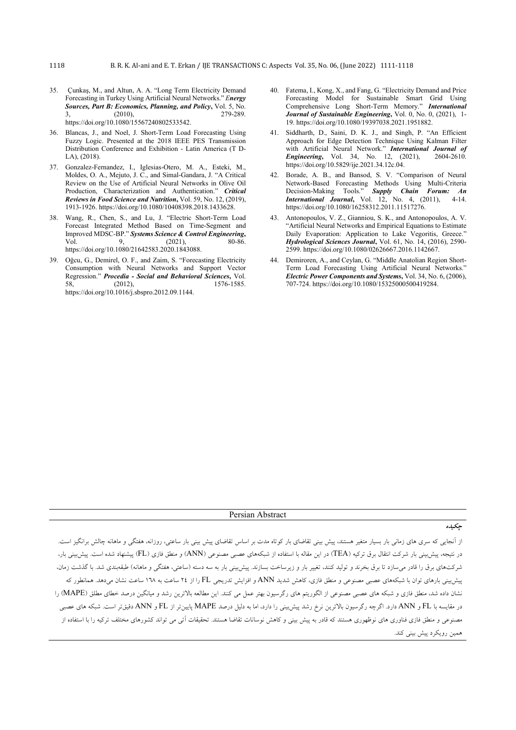35. Çunkaş, M., and Altun, A. A. "Long Term Electricity Demand Forecasting in Turkey Using Artificial Neural Networks." ***Energy Sources, Part B: Economics, Planning, and Policy***, Vol. 5, No. 3, (2010), 279-289. https://doi.org/10.1080/15567240802533542.

36. Blancas, J., and Noel, J. Short-Term Load Forecasting Using Fuzzy Logic. Presented at the 2018 IEEE PES Transmission Distribution Conference and Exhibition - Latin America (T D-LA), (2018).

37. Gonzalez-Fernandez, I., Iglesias-Otero, M. A., Esteki, M., Moldes, O. A., Mejuto, J. C., and Simal-Gandara, J. "A Critical Review on the Use of Artificial Neural Networks in Olive Oil Production, Characterization and Authentication." ***Critical Reviews in Food Science and Nutrition***, Vol. 59, No. 12, (2019), 1913-1926. https://doi.org/10.1080/10408398.2018.1433628.

38. Wang, R., Chen, S., and Lu, J. "Electric Short-Term Load Forecast Integrated Method Based on Time-Segment and Improved MDSC-BP." ***Systems Science & Control Engineering***, Vol. 9, (2021), 80-86. https://doi.org/10.1080/21642583.2020.1843088.

39. Oğcu, G., Demirel, O. F., and Zaim, S. "Forecasting Electricity Consumption with Neural Networks and Support Vector Regression." ***Procedia - Social and Behavioral Sciences***, Vol. 58, (2012), 1576-1585. https://doi.org/10.1016/j.sbspro.2012.09.1144.

40. Fatema, I., Kong, X., and Fang, G. "Electricity Demand and Price Forecasting Model for Sustainable Smart Grid Using Comprehensive Long Short-Term Memory." ***International Journal of Sustainable Engineering***, Vol. 0, No. 0, (2021), 1-19. https://doi.org/10.1080/19397038.2021.1951882.

41. Siddharth, D., Saini, D. K. J., and Singh, P. "An Efficient Approach for Edge Detection Technique Using Kalman Filter with Artificial Neural Network." ***International Journal of Engineering***, Vol. 34, No. 12, (2021), 2604-2610. https://doi.org/10.5829/ije.2021.34.12c.04.

42. Borade, A. B., and Bansod, S. V. "Comparison of Neural Network-Based Forecasting Methods Using Multi-Criteria Decision-Making Tools." ***Supply Chain Forum: An International Journal***, Vol. 12, No. 4, (2011), 4-14. https://doi.org/10.1080/16258312.2011.11517276.

43. Antonopoulos, V. Z., Gianniou, S. K., and Antonopoulos, A. V. "Artificial Neural Networks and Empirical Equations to Estimate Daily Evaporation: Application to Lake Vegoritis, Greece." ***Hydrological Sciences Journal***, Vol. 61, No. 14, (2016), 2590-2599. https://doi.org/10.1080/02626667.2016.1142667.

44. Demiroren, A., and Ceylan, G. "Middle Anatolian Region Short-Term Load Forecasting Using Artificial Neural Networks." ***Electric Power Components and Systems***, Vol. 34, No. 6, (2006), 707-724. https://doi.org/10.1080/15325000500419284.

## Persian Abstract

**چکیده**

از آنجایی که سری های زمانی بار بسیار متغیر هستند، پیش بینی تقاضای بار کوتاه مدت بر اساس تقاضای پیش بینی بار ساعتی، روزانه، هفتگی و ماهانه چالش برانگیز است. در نتیجه، پیش‌بینی بار شرکت انتقال برق ترکیه (TEA) در این مقاله با استفاده از شبکه‌های عصبی مصنوعی (ANN) و منطق فازی (FL) پیشنهاد شده است. پیش‌بینی بار، شرکت‌های برق را قادر می‌سازد تا برق بخرند و تولید کنند، تغییر بار و زیرساخت بسازند. پیش‌بینی بار به سه دسته (ساعتی، هفتگی و ماهانه) طبقه‌بندی شد. با گذشت زمان، پیش‌بینی بارهای توان با شبکه‌های عصبی مصنوعی و منطق فازی، کاهش شدید ANN و افزایش تدریجی FL را از ۲٤ ساعت به ١٦٨ ساعت نشان می‌دهد. همانطور که نشان داده شد، منطق فازی و شبکه های عصبی مصنوعی از الگوریتم های رگرسیون بهتر عمل می کنند. این مطالعه بالاترین رشد و میانگین درصد خطای مطلق (MAPE) را در مقایسه با FL و ANN دارد. اگرچه رگرسیون بالاترین نرخ رشد پیش‌بینی را دارد، اما به دلیل درصد MAPE پایین‌تر از FL و ANN دقیق‌تر است. شبکه های عصبی مصنوعی و منطق فازی فناوری های نوظهوری هستند که قادر به پیش بینی و کاهش نوسانات تقاضا هستند. تحقیقات آتی می تواند کشورهای مختلف ترکیه را با استفاده از همین رویکرد پیش بینی کند.